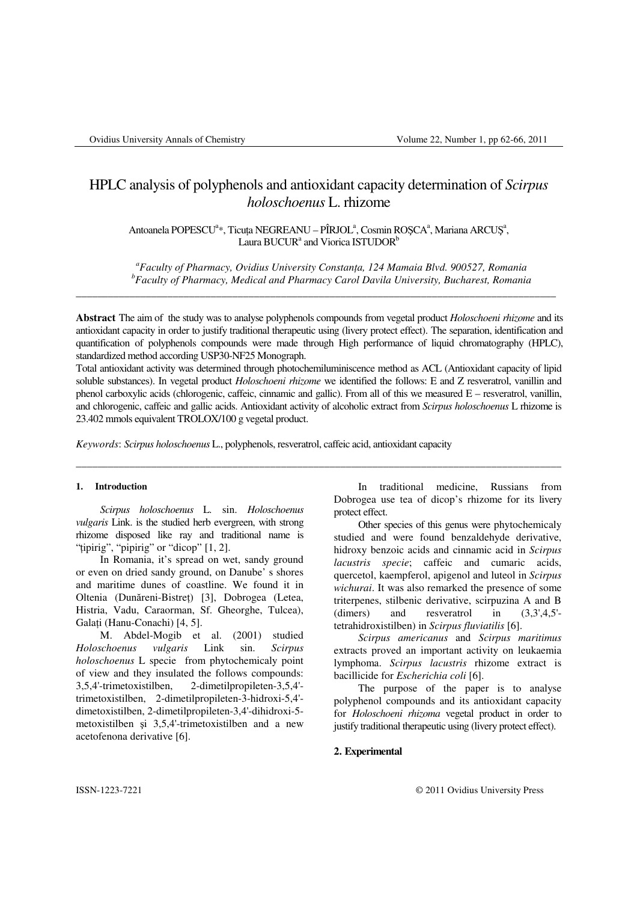# HPLC analysis of polyphenols and antioxidant capacity determination of *Scirpus holoschoenus* L. rhizome

Antoanela POPESCU[a]*, Ticuța NEGREANU – PÎRJOL[a], Cosmin ROȘCA[a], Mariana ARCUȘ[a], Laura BUCUR[a] and Viorica ISTUDOR[b]

[a]*Faculty of Pharmacy, Ovidius University Constanța, 124 Mamaia Blvd. 900527, Romania*
[b]*Faculty of Pharmacy, Medical and Pharmacy Carol Davila University, Bucharest, Romania*

---

**Abstract** The aim of the study was to analyse polyphenols compounds from vegetal product *Holoschoeni rhizome* and its antioxidant capacity in order to justify traditional therapeutic using (livery protect effect). The separation, identification and quantification of polyphenols compounds were made through High performance of liquid chromatography (HPLC), standardized method according USP30-NF25 Monograph.
Total antioxidant activity was determined through photochemiluminiscence method as ACL (Antioxidant capacity of lipid soluble substances). In vegetal product *Holoschoeni rhizome* we identified the follows: E and Z resveratrol, vanillin and phenol carboxylic acids (chlorogenic, caffeic, cinnamic and gallic). From all of this we measured E – resveratrol, vanillin, and chlorogenic, caffeic and gallic acids. Antioxidant activity of alcoholic extract from *Scirpus holoschoenus* L rhizome is 23.402 mmols equivalent TROLOX/100 g vegetal product.

*Keywords*: *Scirpus holoschoenus* L., polyphenols, resveratrol, caffeic acid, antioxidant capacity

---

## 1. Introduction

*Scirpus holoschoenus* L. sin. *Holoschoenus vulgaris* Link. is the studied herb evergreen, with strong rhizome disposed like ray and traditional name is "țipirig", "pipirig" or "dicop" [1, 2].

In Romania, it's spread on wet, sandy ground or even on dried sandy ground, on Danube' s shores and maritime dunes of coastline. We found it in Oltenia (Dunăreni-Bistreț) [3], Dobrogea (Letea, Histria, Vadu, Caraorman, Sf. Gheorghe, Tulcea), Galați (Hanu-Conachi) [4, 5].

M. Abdel-Mogib et al. (2001) studied *Holoschoenus vulgaris* Link sin. *Scirpus holoschoenus* L specie from phytochemicaly point of view and they insulated the follows compounds: 3,5,4'-trimetoxistilben, 2-dimetilpropileten-3,5,4'-trimetoxistilben, 2-dimetilpropileten-3-hidroxi-5,4'-dimetoxistilben, 2-dimetilpropileten-3,4'-dihidroxi-5-metoxistilben și 3,5,4'-trimetoxistilben and a new acetofenona derivative [6].

In traditional medicine, Russians from Dobrogea use tea of dicop's rhizome for its livery protect effect.

Other species of this genus were phytochemicaly studied and were found benzaldehyde derivative, hidroxy benzoic acids and cinnamic acid in *Scirpus lacustris specie*; caffeic and cumaric acids, quercetol, kaempferol, apigenol and luteol in *Scirpus wichurai*. It was also remarked the presence of some triterpenes, stilbenic derivative, scirpuzina A and B (dimers) and resveratrol in (3,3',4,5'-tetrahidroxistilben) in *Scirpus fluviatilis* [6].

*Scirpus americanus* and *Scirpus maritimus* extracts proved an important activity on leukaemia lymphoma. *Scirpus lacustris* rhizome extract is bacillicide for *Escherichia coli* [6].

The purpose of the paper is to analyse polyphenol compounds and its antioxidant capacity for *Holoschoeni rhizoma* vegetal product in order to justify traditional therapeutic using (livery protect effect).

## 2. Experimental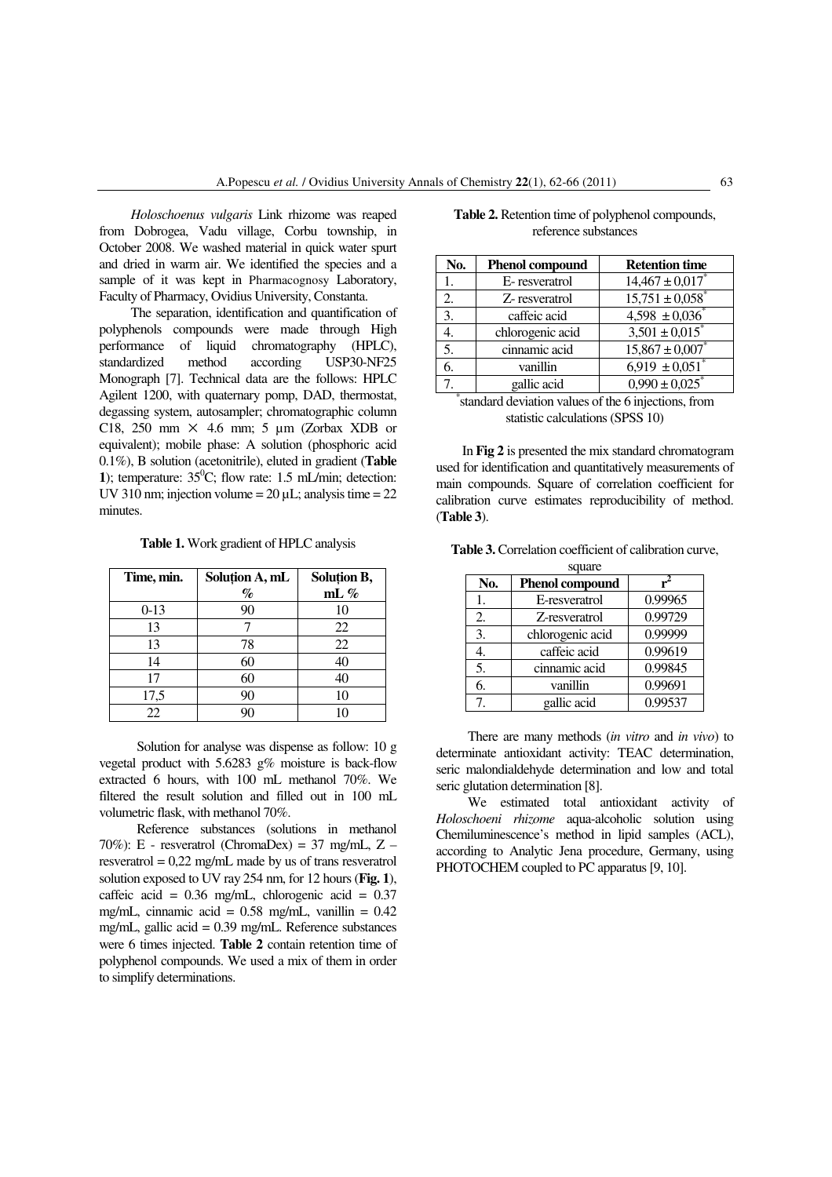*Holoschoenus vulgaris* Link rhizome was reaped from Dobrogea, Vadu village, Corbu township, in October 2008. We washed material in quick water spurt and dried in warm air. We identified the species and a sample of it was kept in Pharmacognosy Laboratory, Faculty of Pharmacy, Ovidius University, Constanta.

The separation, identification and quantification of polyphenols compounds were made through High performance of liquid chromatography (HPLC), standardized method according USP30-NF25 Monograph [7]. Technical data are the follows: HPLC Agilent 1200, with quaternary pomp, DAD, thermostat, degassing system, autosampler; chromatographic column C18, 250 mm × 4.6 mm; 5 µm (Zorbax XDB or equivalent); mobile phase: A solution (phosphoric acid 0.1%), B solution (acetonitrile), eluted in gradient (**Table 1**); temperature: $35^0$C; flow rate: 1.5 mL/min; detection: UV 310 nm; injection volume = 20 µL; analysis time = 22 minutes.

**Table 1.** Work gradient of HPLC analysis

| Time, min. | Soluțion A, mL % | Soluțion B, mL % |
|---|---|---|
| 0-13 | 90 | 10 |
| 13 | 7 | 22 |
| 13 | 78 | 22 |
| 14 | 60 | 40 |
| 17 | 60 | 40 |
| 17,5 | 90 | 10 |
| 22 | 90 | 10 |

Solution for analyse was dispense as follow: 10 g vegetal product with 5.6283 g% moisture is back-flow extracted 6 hours, with 100 mL methanol 70%. We filtered the result solution and filled out in 100 mL volumetric flask, with methanol 70%.

Reference substances (solutions in methanol 70%): E - resveratrol (ChromaDex) = 37 mg/mL, Z – resveratrol = 0,22 mg/mL made by us of trans resveratrol solution exposed to UV ray 254 nm, for 12 hours (**Fig. 1**), caffeic acid = 0.36 mg/mL, chlorogenic acid = 0.37 mg/mL, cinnamic acid = 0.58 mg/mL, vanillin = 0.42 mg/mL, gallic acid = 0.39 mg/mL. Reference substances were 6 times injected. **Table 2** contain retention time of polyphenol compounds. We used a mix of them in order to simplify determinations.

**Table 2.** Retention time of polyphenol compounds, reference substances

| No. | Phenol compound | Retention time |
|---|---|---|
| 1. | E- resveratrol | 14,467 ± 0,017* |
| 2. | Z- resveratrol | 15,751 ± 0,058* |
| 3. | caffeic acid | 4,598 ± 0,036* |
| 4. | chlorogenic acid | 3,501 ± 0,015* |
| 5. | cinnamic acid | 15,867 ± 0,007* |
| 6. | vanillin | 6,919 ± 0,051* |
| 7. | gallic acid | 0,990 ± 0,025* |

*standard deviation values of the 6 injections, from statistic calculations (SPSS 10)

In **Fig 2** is presented the mix standard chromatogram used for identification and quantitatively measurements of main compounds. Square of correlation coefficient for calibration curve estimates reproducibility of method. (**Table 3**).

**Table 3.** Correlation coefficient of calibration curve, square

| No. | Phenol compound | $r^2$ |
|---|---|---|
| 1. | E-resveratrol | 0.99965 |
| 2. | Z-resveratrol | 0.99729 |
| 3. | chlorogenic acid | 0.99999 |
| 4. | caffeic acid | 0.99619 |
| 5. | cinnamic acid | 0.99845 |
| 6. | vanillin | 0.99691 |
| 7. | gallic acid | 0.99537 |

There are many methods (*in vitro* and *in vivo*) to determinate antioxidant activity: TEAC determination, seric malondialdehyde determination and low and total seric glutation determination [8].

We estimated total antioxidant activity of *Holoschoeni rhizome* aqua-alcoholic solution using Chemiluminescence's method in lipid samples (ACL), according to Analytic Jena procedure, Germany, using PHOTOCHEM coupled to PC apparatus [9, 10].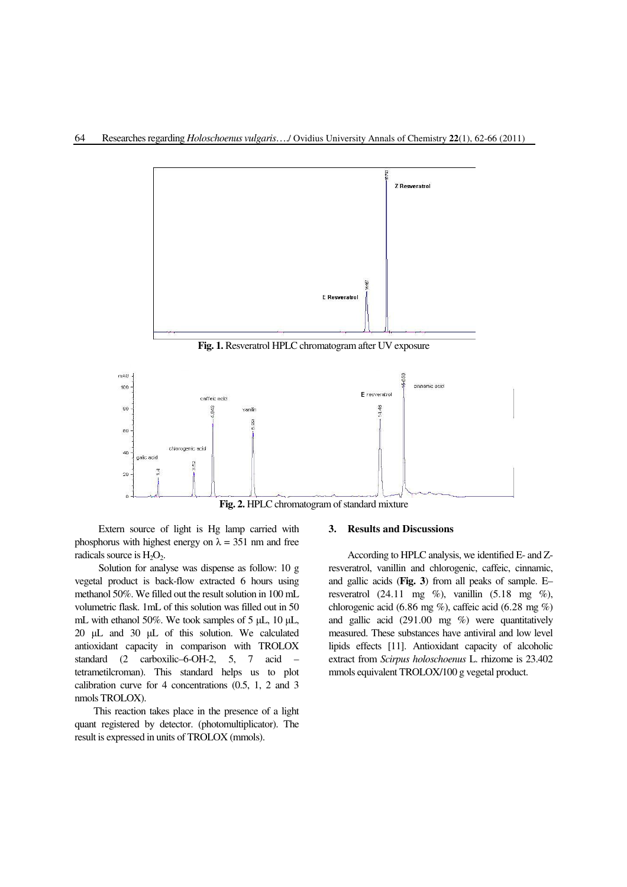**Fig. 1.** Resveratrol HPLC chromatogram after UV exposure

**Fig. 2.** HPLC chromatogram of standard mixture

Extern source of light is Hg lamp carried with phosphorus with highest energy on $\lambda$ = 351 nm and free radicals source is $H_2O_2$.

Solution for analyse was dispense as follow: 10 g vegetal product is back-flow extracted 6 hours using methanol 50%. We filled out the result solution in 100 mL volumetric flask. 1mL of this solution was filled out in 50 mL with ethanol 50%. We took samples of 5 μL, 10 μL, 20 μL and 30 μL of this solution. We calculated antioxidant capacity in comparison with TROLOX standard (2 carboxilic–6-OH-2, 5, 7 acid – tetrametilcroman). This standard helps us to plot calibration curve for 4 concentrations (0.5, 1, 2 and 3 nmols TROLOX).

This reaction takes place in the presence of a light quant registered by detector. (photomultiplicator). The result is expressed in units of TROLOX (mmols).

## 3. Results and Discussions

According to HPLC analysis, we identified E- and Z-resveratrol, vanillin and chlorogenic, caffeic, cinnamic, and gallic acids (**Fig. 3**) from all peaks of sample. E–resveratrol (24.11 mg %), vanillin (5.18 mg %), chlorogenic acid (6.86 mg %), caffeic acid (6.28 mg %) and gallic acid (291.00 mg %) were quantitatively measured. These substances have antiviral and low level lipids effects [11]. Antioxidant capacity of alcoholic extract from *Scirpus holoschoenus* L. rhizome is 23.402 mmols equivalent TROLOX/100 g vegetal product.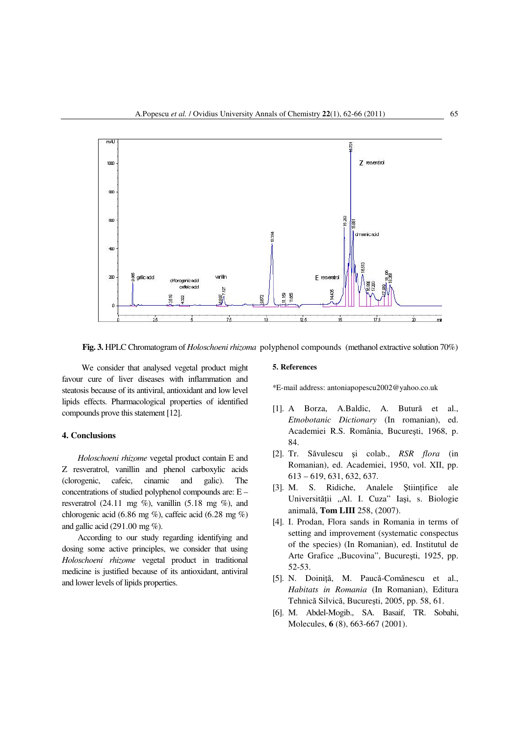**Fig. 3.** HPLC Chromatogram of *Holoschoeni rhizoma* polyphenol compounds (methanol extractive solution 70%)

We consider that analysed vegetal product might favour cure of liver diseases with inflammation and steatosis because of its antiviral, antioxidant and low level lipids effects. Pharmacological properties of identified compounds prove this statement [12].

## 4. Conclusions

*Holoschoeni rhizome* vegetal product contain E and Z resveratrol, vanillin and phenol carboxylic acids (clorogenic, cafeic, cinamic and galic). The concentrations of studied polyphenol compounds are: E – resveratrol (24.11 mg %), vanillin (5.18 mg %), and chlorogenic acid (6.86 mg %), caffeic acid (6.28 mg %) and gallic acid (291.00 mg %).

According to our study regarding identifying and dosing some active principles, we consider that using *Holoschoeni rhizome* vegetal product in traditional medicine is justified because of its antioxidant, antiviral and lower levels of lipids properties.

## 5. References

*E-mail address: antoniapopescu2002@yahoo.co.uk

[1]. A Borza, A.Baldic, A. Butură et al., *Etnobotanic Dictionary* (In romanian), ed. Academiei R.S. România, Bucureşti, 1968, p. 84.

[2]. Tr. Săvulescu şi colab., *RSR flora* (in Romanian), ed. Academiei, 1950, vol. XII, pp. 613 – 619, 631, 632, 637.

[3]. M. S. Ridiche, Analele Ştiinţifice ale Universităţii „Al. I. Cuza" Iaşi, s. Biologie animală, **Tom LIII** 258, (2007).

[4]. I. Prodan, Flora sands in Romania in terms of setting and improvement (systematic conspectus of the species) (In Romanian), ed. Institutul de Arte Grafice „Bucovina", Bucureşti, 1925, pp. 52-53.

[5]. N. Doiniţă, M. Paucă-Comănescu et al., *Habitats in Romania* (In Romanian), Editura Tehnică Silvică, Bucureşti, 2005, pp. 58, 61.

[6]. M. Abdel-Mogib., SA. Basaif, TR. Sobahi, Molecules, **6** (8), 663-667 (2001).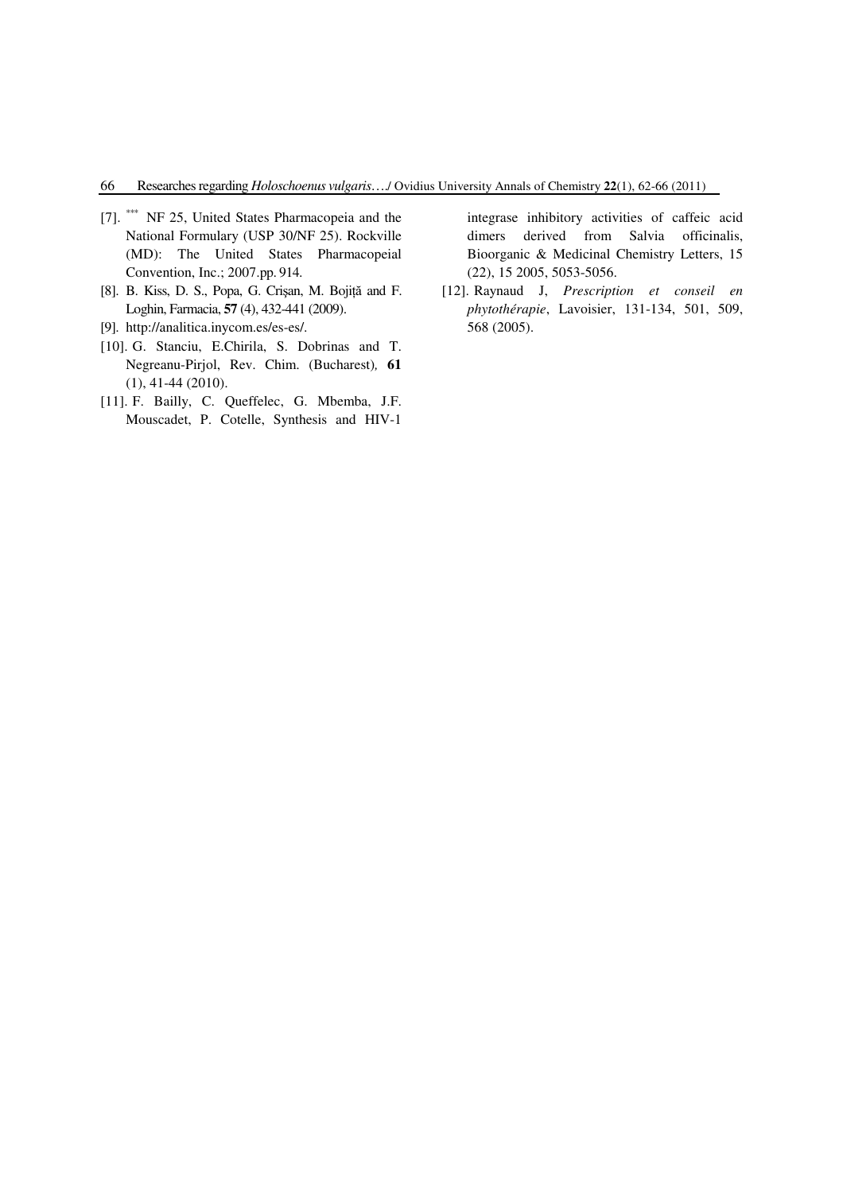[7]. *** NF 25, United States Pharmacopeia and the National Formulary (USP 30/NF 25). Rockville (MD): The United States Pharmacopeial Convention, Inc.; 2007.pp. 914.

[8]. B. Kiss, D. S., Popa, G. Crişan, M. Bojiţă and F. Loghin, Farmacia, **57** (4), 432-441 (2009).

[9]. http://analitica.inycom.es/es-es/.

[10]. G. Stanciu, E.Chirila, S. Dobrinas and T. Negreanu-Pirjol, Rev. Chim. (Bucharest), **61** (1), 41-44 (2010).

[11]. F. Bailly, C. Queffelec, G. Mbemba, J.F. Mouscadet, P. Cotelle, Synthesis and HIV-1 integrase inhibitory activities of caffeic acid dimers derived from Salvia officinalis, Bioorganic & Medicinal Chemistry Letters, 15 (22), 15 2005, 5053-5056.

[12]. Raynaud J, *Prescription et conseil en phytothérapie*, Lavoisier, 131-134, 501, 509, 568 (2005).